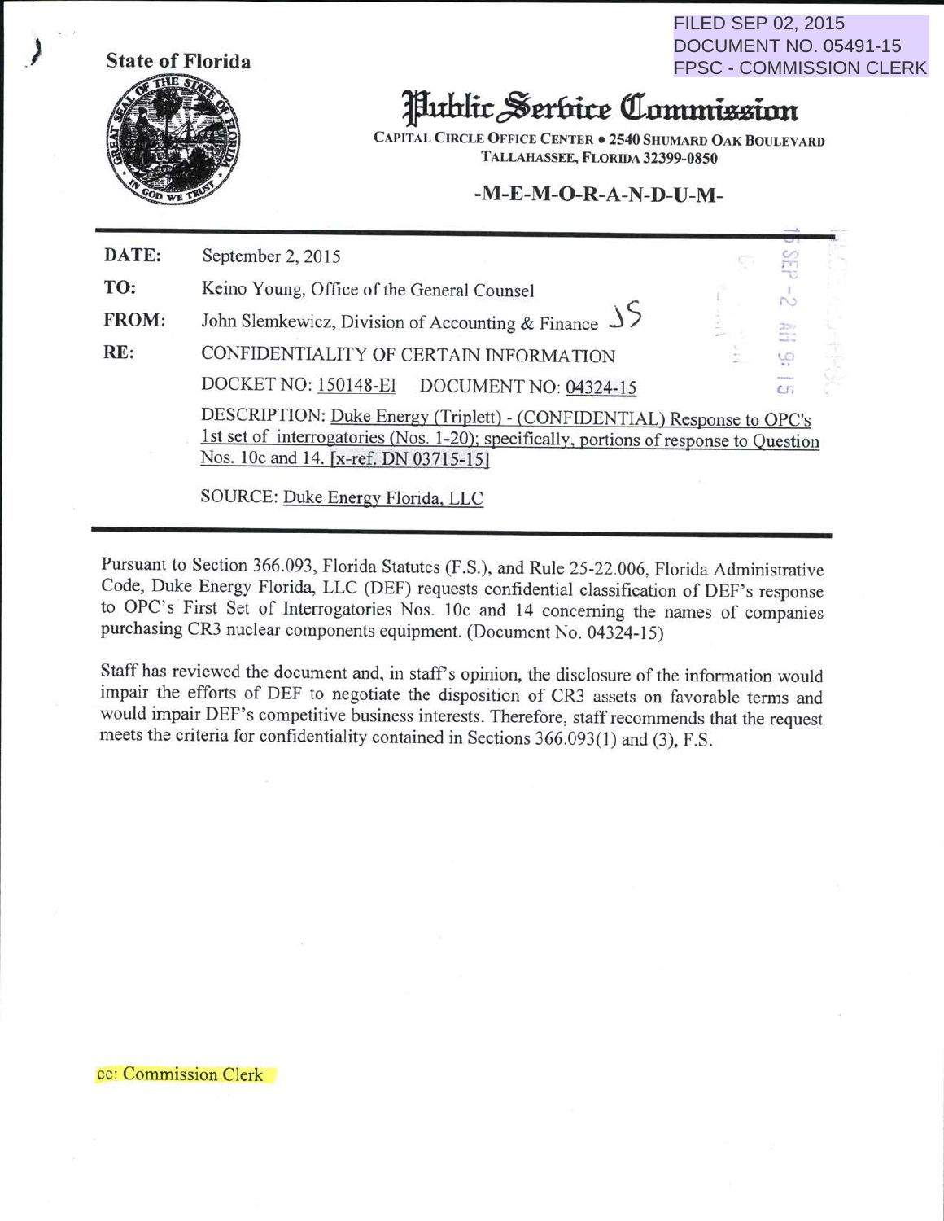FILED SEP 02, 2015
DOCUMENT NO. 05491-15
FPSC - COMMISSION CLERK

**State of Florida**

# Public Service Commission

CAPITAL CIRCLE OFFICE CENTER • 2540 SHUMARD OAK BOULEVARD
TALLAHASSEE, FLORIDA 32399-0850

**-M-E-M-O-R-A-N-D-U-M-**

**DATE:** September 2, 2015

**TO:** Keino Young, Office of the General Counsel

**FROM:** John Slemkewicz, Division of Accounting & Finance JS

**RE:** CONFIDENTIALITY OF CERTAIN INFORMATION

DOCKET NO: 150148-EI DOCUMENT NO: 04324-15

DESCRIPTION: Duke Energy (Triplett) - (CONFIDENTIAL) Response to OPC's 1st set of interrogatories (Nos. 1-20); specifically, portions of response to Question Nos. 10c and 14. [x-ref. DN 03715-15]

SOURCE: Duke Energy Florida, LLC

Pursuant to Section 366.093, Florida Statutes (F.S.), and Rule 25-22.006, Florida Administrative Code, Duke Energy Florida, LLC (DEF) requests confidential classification of DEF's response to OPC's First Set of Interrogatories Nos. 10c and 14 concerning the names of companies purchasing CR3 nuclear components equipment. (Document No. 04324-15)

Staff has reviewed the document and, in staff's opinion, the disclosure of the information would impair the efforts of DEF to negotiate the disposition of CR3 assets on favorable terms and would impair DEF's competitive business interests. Therefore, staff recommends that the request meets the criteria for confidentiality contained in Sections 366.093(1) and (3), F.S.

cc: Commission Clerk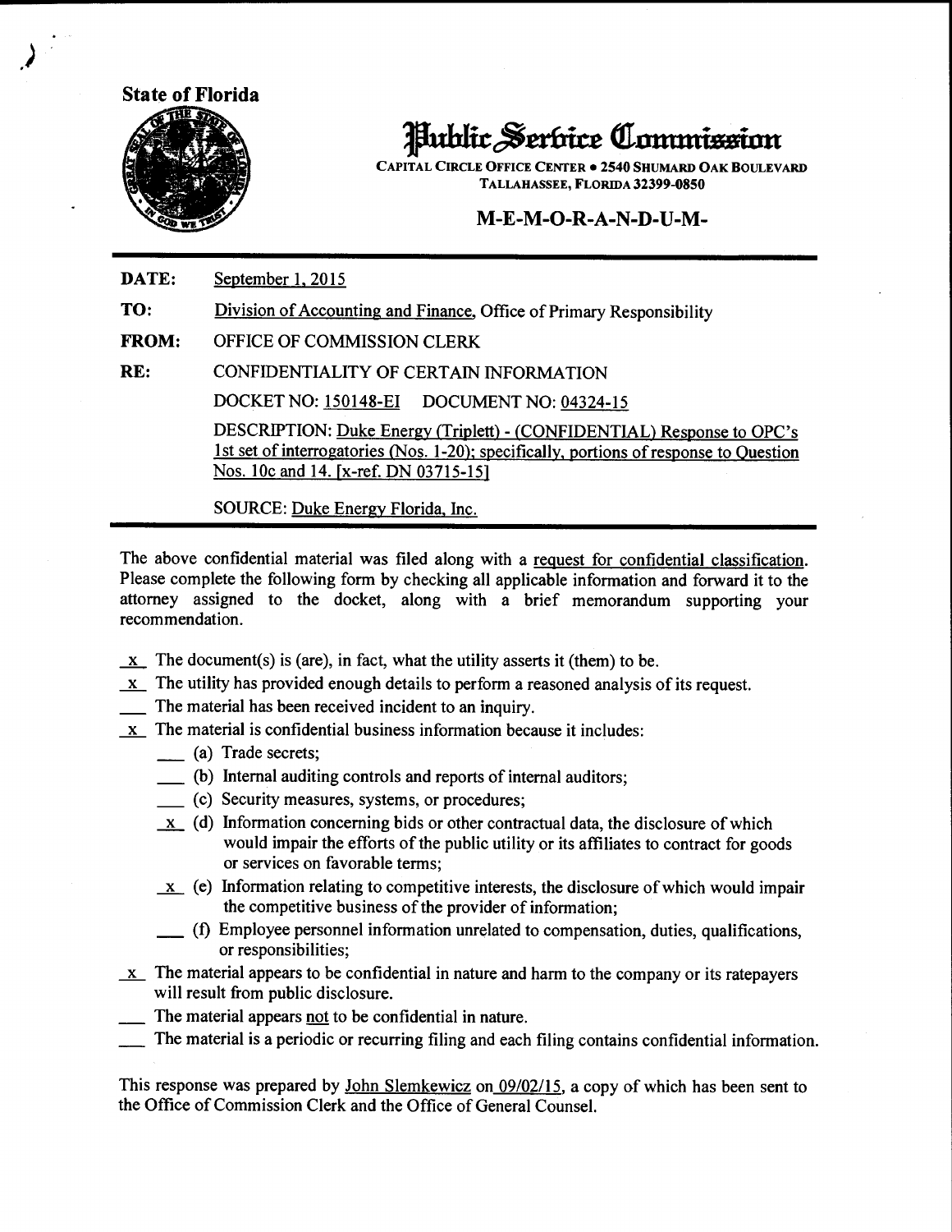**State of Florida**

# Public Service Commission

CAPITAL CIRCLE OFFICE CENTER • 2540 SHUMARD OAK BOULEVARD
TALLAHASSEE, FLORIDA 32399-0850

## M-E-M-O-R-A-N-D-U-M-

**DATE:** September 1, 2015

**TO:** Division of Accounting and Finance, Office of Primary Responsibility

**FROM:** OFFICE OF COMMISSION CLERK

**RE:** CONFIDENTIALITY OF CERTAIN INFORMATION

DOCKET NO: 150148-EI DOCUMENT NO: 04324-15

DESCRIPTION: Duke Energy (Triplett) - (CONFIDENTIAL) Response to OPC's 1st set of interrogatories (Nos. 1-20); specifically, portions of response to Question Nos. 10c and 14. [x-ref. DN 03715-15]

SOURCE: Duke Energy Florida, Inc.

The above confidential material was filed along with a request for confidential classification. Please complete the following form by checking all applicable information and forward it to the attorney assigned to the docket, along with a brief memorandum supporting your recommendation.

_x_ The document(s) is (are), in fact, what the utility asserts it (them) to be.
_x_ The utility has provided enough details to perform a reasoned analysis of its request.
___ The material has been received incident to an inquiry.
_x_ The material is confidential business information because it includes:
- ___ (a) Trade secrets;
- ___ (b) Internal auditing controls and reports of internal auditors;
- ___ (c) Security measures, systems, or procedures;
- _x_ (d) Information concerning bids or other contractual data, the disclosure of which would impair the efforts of the public utility or its affiliates to contract for goods or services on favorable terms;
- _x_ (e) Information relating to competitive interests, the disclosure of which would impair the competitive business of the provider of information;
- ___ (f) Employee personnel information unrelated to compensation, duties, qualifications, or responsibilities;

_x_ The material appears to be confidential in nature and harm to the company or its ratepayers will result from public disclosure.
___ The material appears not to be confidential in nature.
___ The material is a periodic or recurring filing and each filing contains confidential information.

This response was prepared by John Slemkewicz on 09/02/15, a copy of which has been sent to the Office of Commission Clerk and the Office of General Counsel.